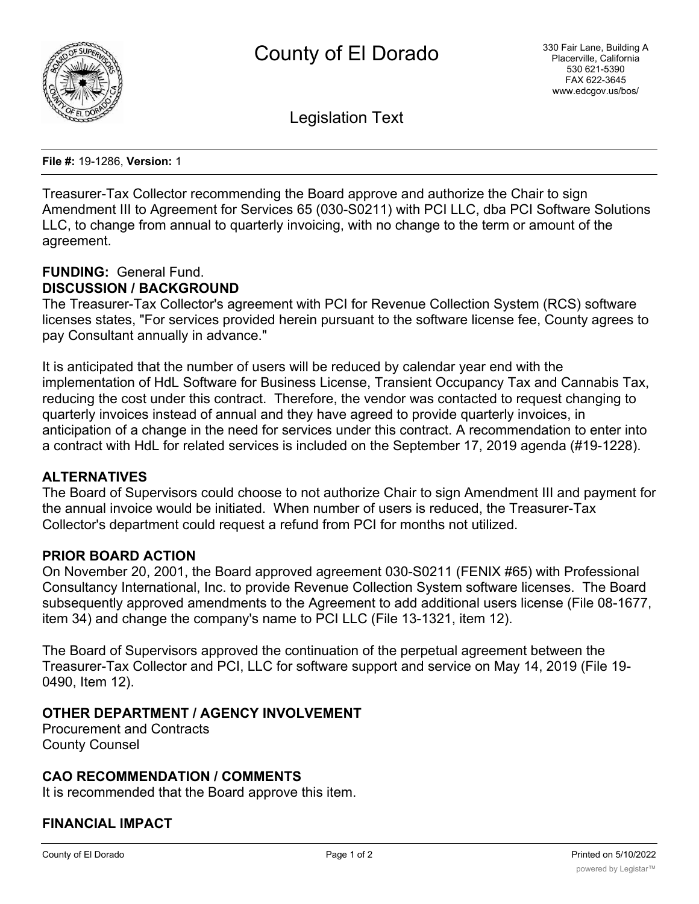# County of El Dorado

330 Fair Lane, Building A
Placerville, California
530 621-5390
FAX 622-3645
www.edcgov.us/bos/

## Legislation Text

**File #:** 19-1286, **Version:** 1

Treasurer-Tax Collector recommending the Board approve and authorize the Chair to sign Amendment III to Agreement for Services 65 (030-S0211) with PCI LLC, dba PCI Software Solutions LLC, to change from annual to quarterly invoicing, with no change to the term or amount of the agreement.

**FUNDING:** General Fund.

**DISCUSSION / BACKGROUND**

The Treasurer-Tax Collector's agreement with PCI for Revenue Collection System (RCS) software licenses states, "For services provided herein pursuant to the software license fee, County agrees to pay Consultant annually in advance."

It is anticipated that the number of users will be reduced by calendar year end with the implementation of HdL Software for Business License, Transient Occupancy Tax and Cannabis Tax, reducing the cost under this contract. Therefore, the vendor was contacted to request changing to quarterly invoices instead of annual and they have agreed to provide quarterly invoices, in anticipation of a change in the need for services under this contract. A recommendation to enter into a contract with HdL for related services is included on the September 17, 2019 agenda (#19-1228).

**ALTERNATIVES**

The Board of Supervisors could choose to not authorize Chair to sign Amendment III and payment for the annual invoice would be initiated. When number of users is reduced, the Treasurer-Tax Collector's department could request a refund from PCI for months not utilized.

**PRIOR BOARD ACTION**

On November 20, 2001, the Board approved agreement 030-S0211 (FENIX #65) with Professional Consultancy International, Inc. to provide Revenue Collection System software licenses. The Board subsequently approved amendments to the Agreement to add additional users license (File 08-1677, item 34) and change the company's name to PCI LLC (File 13-1321, item 12).

The Board of Supervisors approved the continuation of the perpetual agreement between the Treasurer-Tax Collector and PCI, LLC for software support and service on May 14, 2019 (File 19-0490, Item 12).

**OTHER DEPARTMENT / AGENCY INVOLVEMENT**

Procurement and Contracts
County Counsel

**CAO RECOMMENDATION / COMMENTS**

It is recommended that the Board approve this item.

**FINANCIAL IMPACT**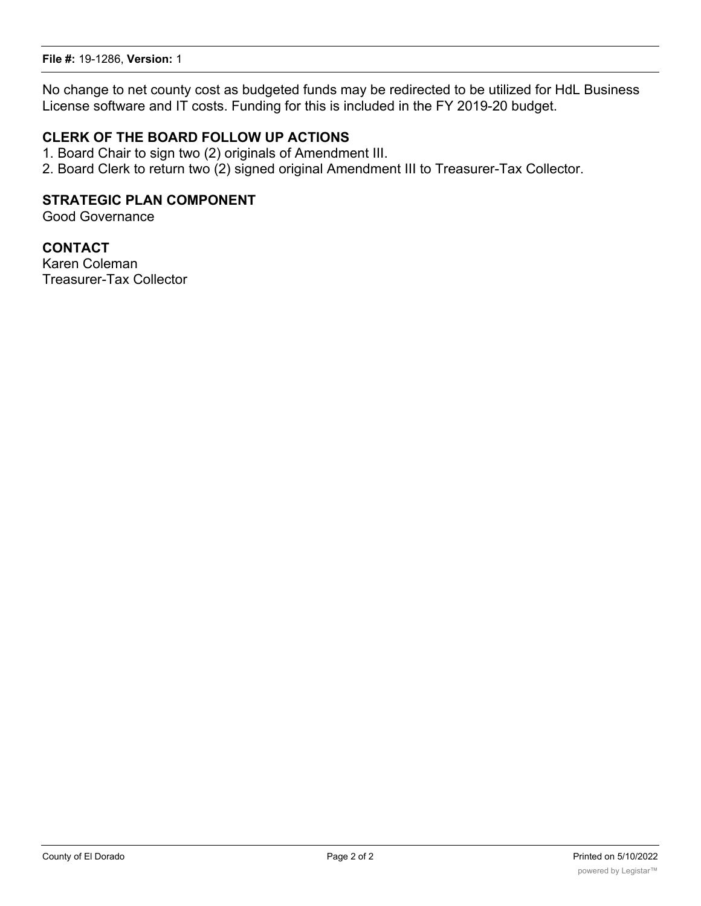No change to net county cost as budgeted funds may be redirected to be utilized for HdL Business License software and IT costs. Funding for this is included in the FY 2019-20 budget.

## CLERK OF THE BOARD FOLLOW UP ACTIONS

1. Board Chair to sign two (2) originals of Amendment III.
2. Board Clerk to return two (2) signed original Amendment III to Treasurer-Tax Collector.

## STRATEGIC PLAN COMPONENT

Good Governance

## CONTACT

Karen Coleman
Treasurer-Tax Collector